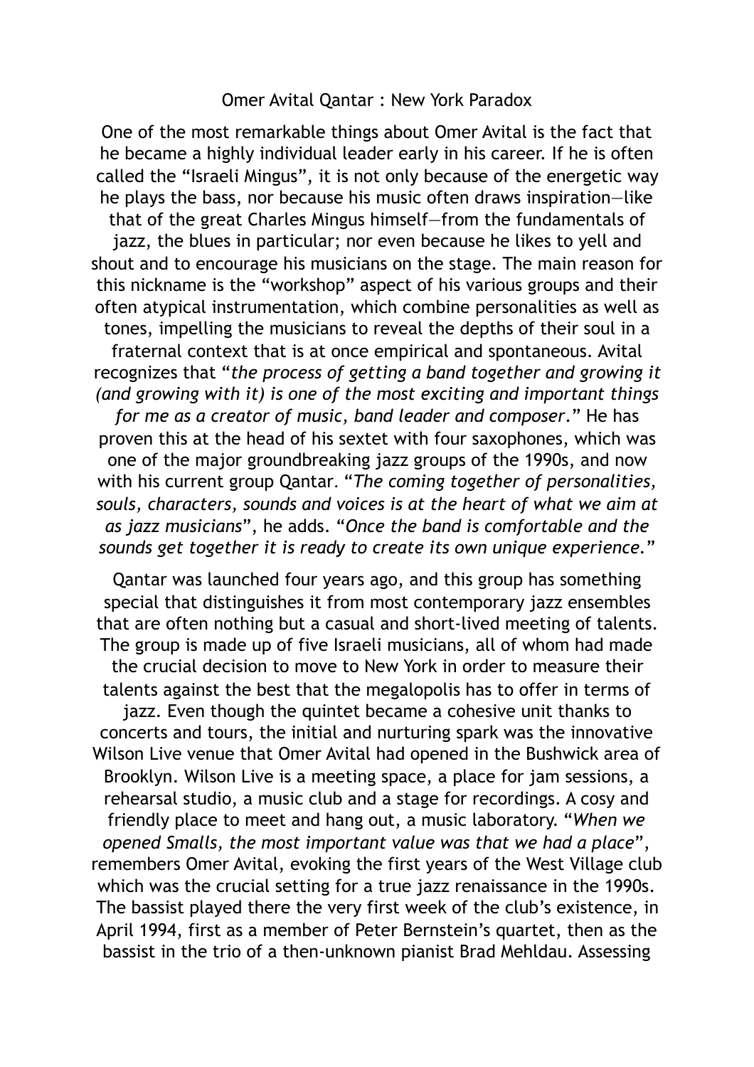# Omer Avital Qantar : New York Paradox

One of the most remarkable things about Omer Avital is the fact that he became a highly individual leader early in his career. If he is often called the “Israeli Mingus”, it is not only because of the energetic way he plays the bass, nor because his music often draws inspiration—like that of the great Charles Mingus himself—from the fundamentals of jazz, the blues in particular; nor even because he likes to yell and shout and to encourage his musicians on the stage. The main reason for this nickname is the “workshop” aspect of his various groups and their often atypical instrumentation, which combine personalities as well as tones, impelling the musicians to reveal the depths of their soul in a fraternal context that is at once empirical and spontaneous. Avital recognizes that “*the process of getting a band together and growing it (and growing with it) is one of the most exciting and important things for me as a creator of music, band leader and composer*.” He has proven this at the head of his sextet with four saxophones, which was one of the major groundbreaking jazz groups of the 1990s, and now with his current group Qantar. “*The coming together of personalities, souls, characters, sounds and voices is at the heart of what we aim at as jazz musicians*”, he adds. “*Once the band is comfortable and the sounds get together it is ready to create its own unique experience*.”

Qantar was launched four years ago, and this group has something special that distinguishes it from most contemporary jazz ensembles that are often nothing but a casual and short-lived meeting of talents. The group is made up of five Israeli musicians, all of whom had made the crucial decision to move to New York in order to measure their talents against the best that the megalopolis has to offer in terms of jazz. Even though the quintet became a cohesive unit thanks to concerts and tours, the initial and nurturing spark was the innovative Wilson Live venue that Omer Avital had opened in the Bushwick area of Brooklyn. Wilson Live is a meeting space, a place for jam sessions, a rehearsal studio, a music club and a stage for recordings. A cosy and friendly place to meet and hang out, a music laboratory. “*When we opened Smalls, the most important value was that we had a place*”, remembers Omer Avital, evoking the first years of the West Village club which was the crucial setting for a true jazz renaissance in the 1990s. The bassist played there the very first week of the club’s existence, in April 1994, first as a member of Peter Bernstein’s quartet, then as the bassist in the trio of a then-unknown pianist Brad Mehldau. Assessing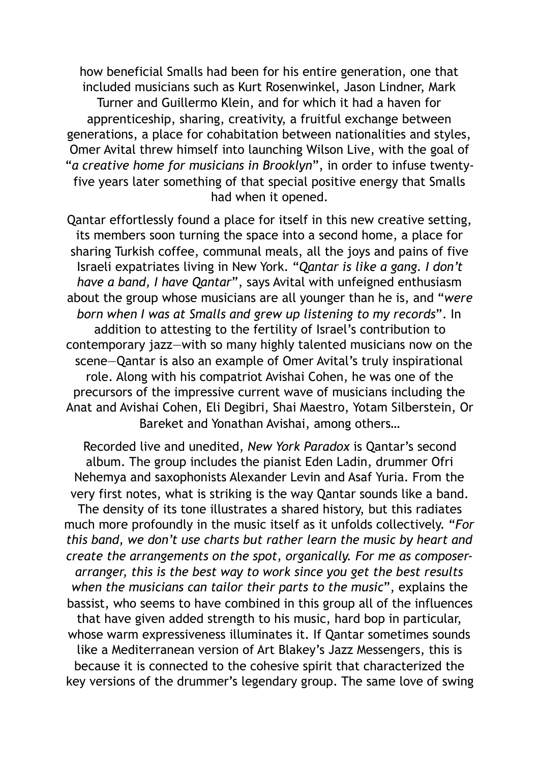how beneficial Smalls had been for his entire generation, one that included musicians such as Kurt Rosenwinkel, Jason Lindner, Mark Turner and Guillermo Klein, and for which it had a haven for apprenticeship, sharing, creativity, a fruitful exchange between generations, a place for cohabitation between nationalities and styles, Omer Avital threw himself into launching Wilson Live, with the goal of "*a creative home for musicians in Brooklyn*", in order to infuse twenty-five years later something of that special positive energy that Smalls had when it opened.

Qantar effortlessly found a place for itself in this new creative setting, its members soon turning the space into a second home, a place for sharing Turkish coffee, communal meals, all the joys and pains of five Israeli expatriates living in New York. "*Qantar is like a gang. I don't have a band, I have Qantar*", says Avital with unfeigned enthusiasm about the group whose musicians are all younger than he is, and "*were born when I was at Smalls and grew up listening to my records*". In addition to attesting to the fertility of Israel's contribution to contemporary jazz—with so many highly talented musicians now on the scene—Qantar is also an example of Omer Avital's truly inspirational role. Along with his compatriot Avishai Cohen, he was one of the precursors of the impressive current wave of musicians including the Anat and Avishai Cohen, Eli Degibri, Shai Maestro, Yotam Silberstein, Or Bareket and Yonathan Avishai, among others…

Recorded live and unedited, *New York Paradox* is Qantar's second album. The group includes the pianist Eden Ladin, drummer Ofri Nehemya and saxophonists Alexander Levin and Asaf Yuria. From the very first notes, what is striking is the way Qantar sounds like a band. The density of its tone illustrates a shared history, but this radiates much more profoundly in the music itself as it unfolds collectively. "*For this band, we don't use charts but rather learn the music by heart and create the arrangements on the spot, organically. For me as composer-arranger, this is the best way to work since you get the best results when the musicians can tailor their parts to the music*", explains the bassist, who seems to have combined in this group all of the influences that have given added strength to his music, hard bop in particular, whose warm expressiveness illuminates it. If Qantar sometimes sounds like a Mediterranean version of Art Blakey's Jazz Messengers, this is because it is connected to the cohesive spirit that characterized the key versions of the drummer's legendary group. The same love of swing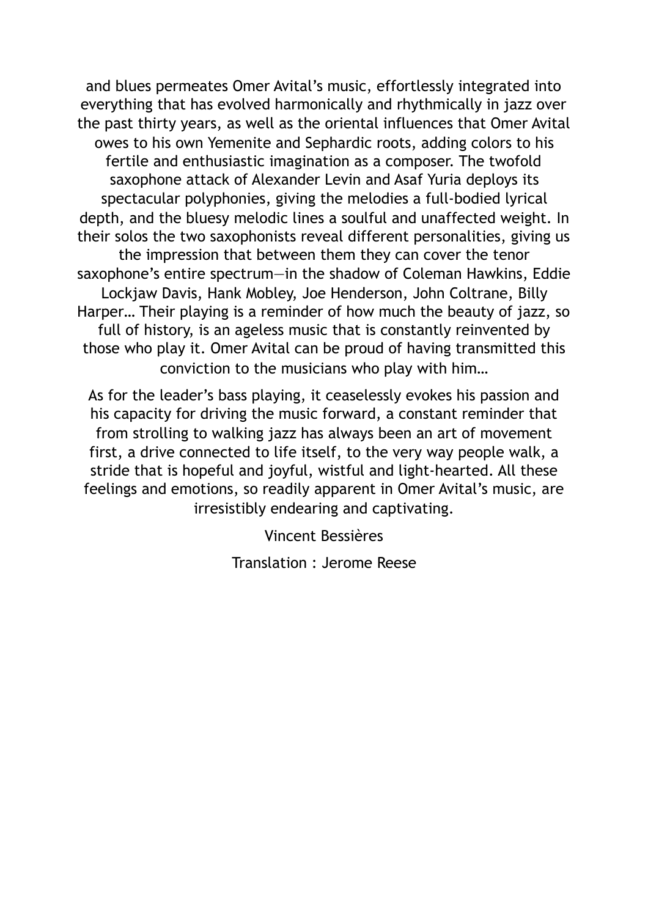and blues permeates Omer Avital's music, effortlessly integrated into everything that has evolved harmonically and rhythmically in jazz over the past thirty years, as well as the oriental influences that Omer Avital owes to his own Yemenite and Sephardic roots, adding colors to his fertile and enthusiastic imagination as a composer. The twofold saxophone attack of Alexander Levin and Asaf Yuria deploys its spectacular polyphonies, giving the melodies a full-bodied lyrical depth, and the bluesy melodic lines a soulful and unaffected weight. In their solos the two saxophonists reveal different personalities, giving us the impression that between them they can cover the tenor saxophone's entire spectrum—in the shadow of Coleman Hawkins, Eddie Lockjaw Davis, Hank Mobley, Joe Henderson, John Coltrane, Billy Harper… Their playing is a reminder of how much the beauty of jazz, so full of history, is an ageless music that is constantly reinvented by those who play it. Omer Avital can be proud of having transmitted this conviction to the musicians who play with him…

As for the leader's bass playing, it ceaselessly evokes his passion and his capacity for driving the music forward, a constant reminder that from strolling to walking jazz has always been an art of movement first, a drive connected to life itself, to the very way people walk, a stride that is hopeful and joyful, wistful and light-hearted. All these feelings and emotions, so readily apparent in Omer Avital's music, are irresistibly endearing and captivating.

Vincent Bessières

Translation : Jerome Reese